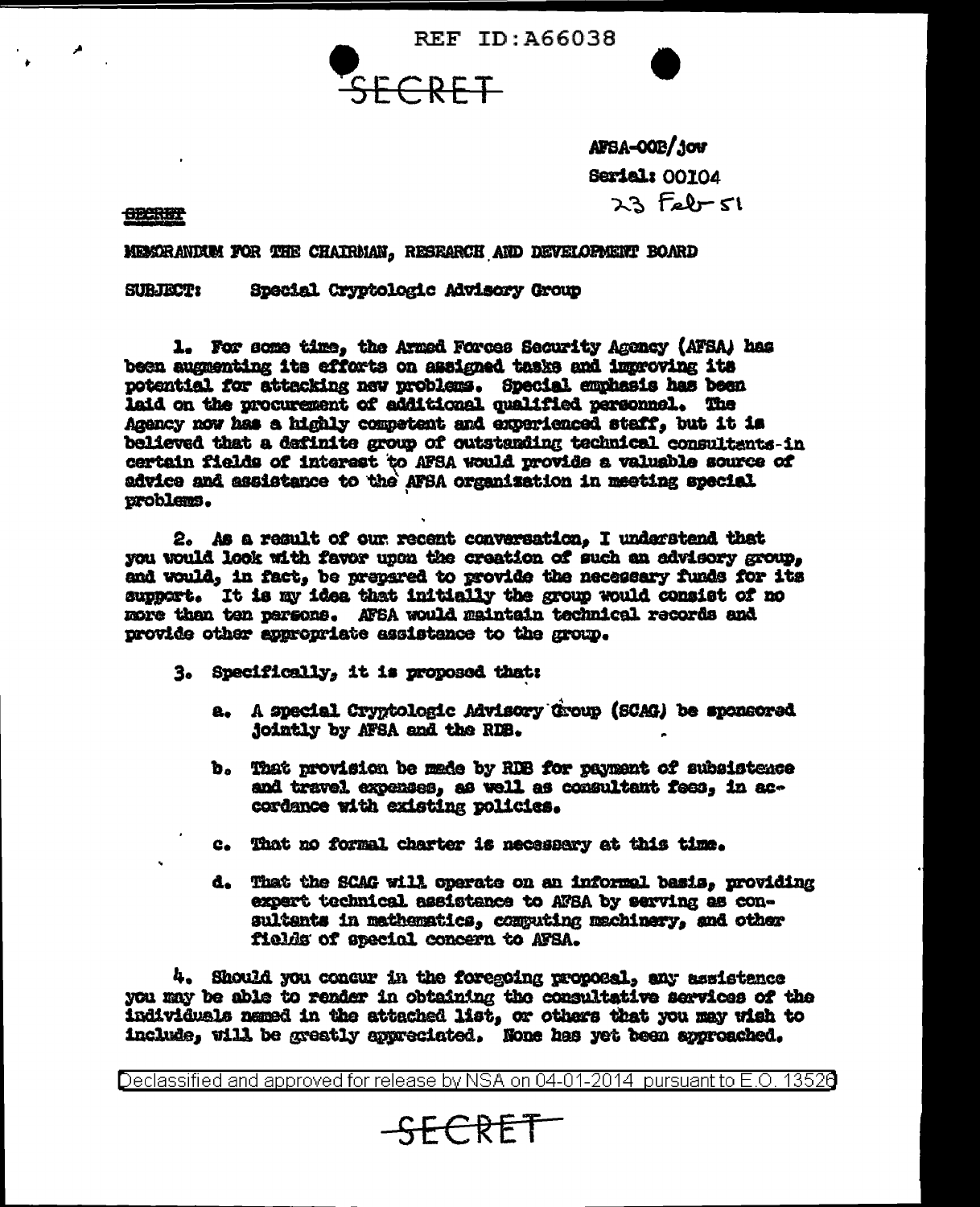REF ID:A66038

SECRET

AFSA-00B/jow
Serial: 00104
23 Feb 51

SECRET

MEMORANDUM FOR THE CHAIRMAN, RESEARCH AND DEVELOPMENT BOARD

SUBJECT: Special Cryptologic Advisory Group

1. For some time, the Armed Forces Security Agency (AFSA) has been augmenting its efforts on assigned tasks and improving its potential for attacking new problems. Special emphasis has been laid on the procurement of additional qualified personnel. The Agency now has a highly competent and experienced staff, but it is believed that a definite group of outstanding technical consultants-in certain fields of interest to AFSA would provide a valuable source of advice and assistance to the AFSA organization in meeting special problems.

2. As a result of our recent conversation, I understand that you would look with favor upon the creation of such an advisory group, and would, in fact, be prepared to provide the necessary funds for its support. It is my idea that initially the group would consist of no more than ten persons. AFSA would maintain technical records and provide other appropriate assistance to the group.

3. Specifically, it is proposed that:

   a. A Special Cryptologic Advisory Group (SCAG) be sponsored jointly by AFSA and the RDB.

   b. That provision be made by RDB for payment of subsistence and travel expenses, as well as consultant fees, in accordance with existing policies.

   c. That no formal charter is necessary at this time.

   d. That the SCAG will operate on an informal basis, providing expert technical assistance to AFSA by serving as consultants in mathematics, computing machinery, and other fields of special concern to AFSA.

4. Should you concur in the foregoing proposal, any assistance you may be able to render in obtaining the consultative services of the individuals named in the attached list, or others that you may wish to include, will be greatly appreciated. None has yet been approached.

Declassified and approved for release by NSA on 04-01-2014 pursuant to E.O. 13526

SECRET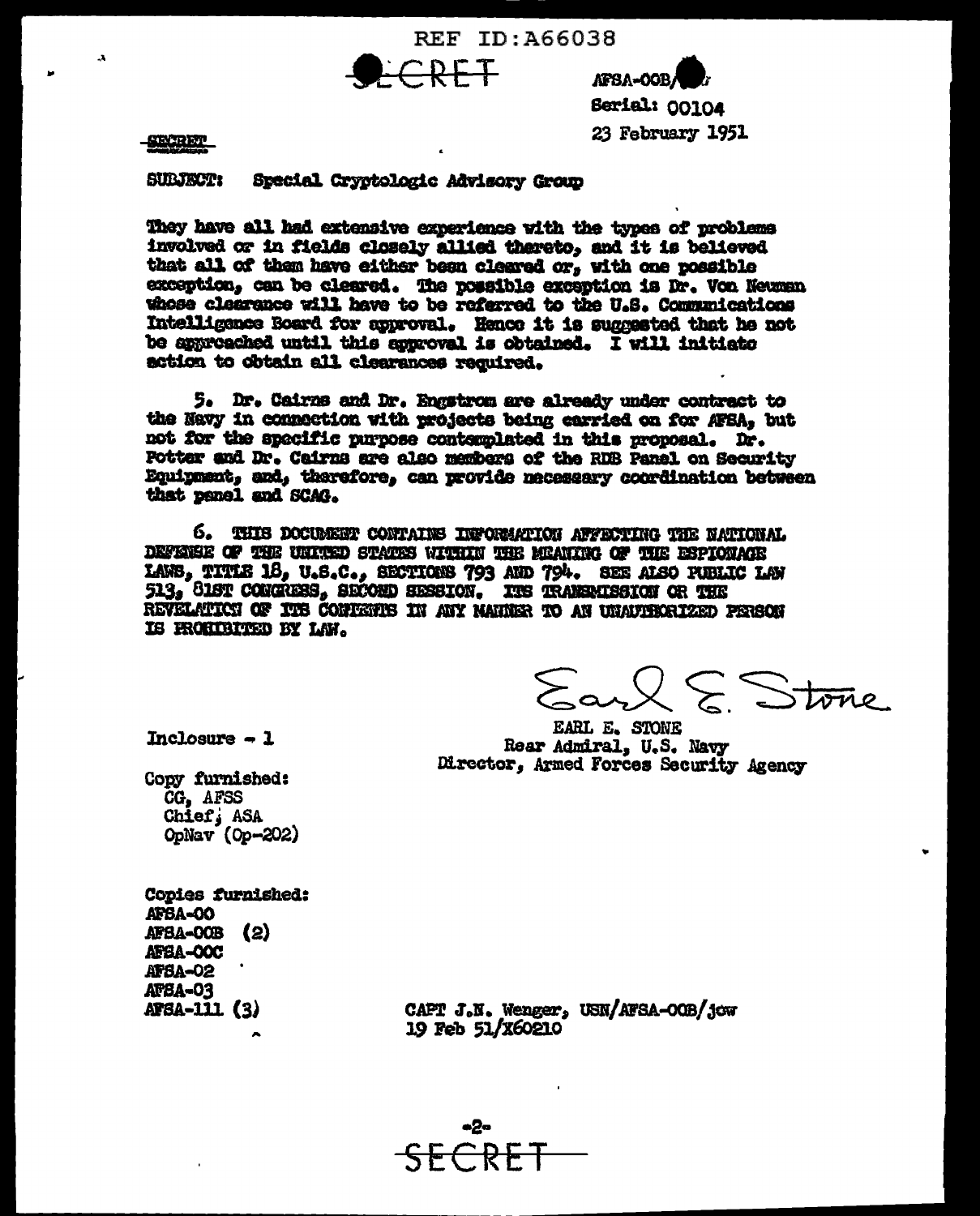REF ID:A66038

SECRET

AFSA-OOB/
Serial: 00104
23 February 1951

SECRET

SUBJECT: Special Cryptologic Advisory Group

They have all had extensive experience with the types of problems involved or in fields closely allied thereto, and it is believed that all of them have either been cleared or, with one possible exception, can be cleared. The possible exception is Dr. Von Neuman whose clearance will have to be referred to the U.S. Communications Intelligence Board for approval. Hence it is suggested that he not be approached until this approval is obtained. I will initiate action to obtain all clearances required.

5. Dr. Cairns and Dr. Engstrom are already under contract to the Navy in connection with projects being carried on for AFSA, but not for the specific purpose contemplated in this proposal. Dr. Potter and Dr. Cairns are also members of the RDB Panel on Security Equipment, and, therefore, can provide necessary coordination between that panel and SCAG.

6. THIS DOCUMENT CONTAINS INFORMATION AFFECTING THE NATIONAL DEFENSE OF THE UNITED STATES WITHIN THE MEANING OF THE ESPIONAGE LAWS, TITLE 18, U.S.C., SECTIONS 793 AND 794. SEE ALSO PUBLIC LAW 513, 81ST CONGRESS, SECOND SESSION. ITS TRANSMISSION OR THE REVELATION OF ITS CONTENTS IN ANY MANNER TO AN UNAUTHORIZED PERSON IS PROHIBITED BY LAW.

Earl E. Stone

EARL E. STONE
Rear Admiral, U.S. Navy
Director, Armed Forces Security Agency

Inclosure - 1

Copy furnished:
CG, AFSS
Chief, ASA
OpNav (Op-202)

Copies furnished:
AFSA-OO
AFSA-OOB (2)
AFSA-OOC
AFSA-02
AFSA-03
AFSA-111 (3)

CAPT J.N. Wenger, USN/AFSA-OOB/jcw
19 Feb 51/X60210

SECRET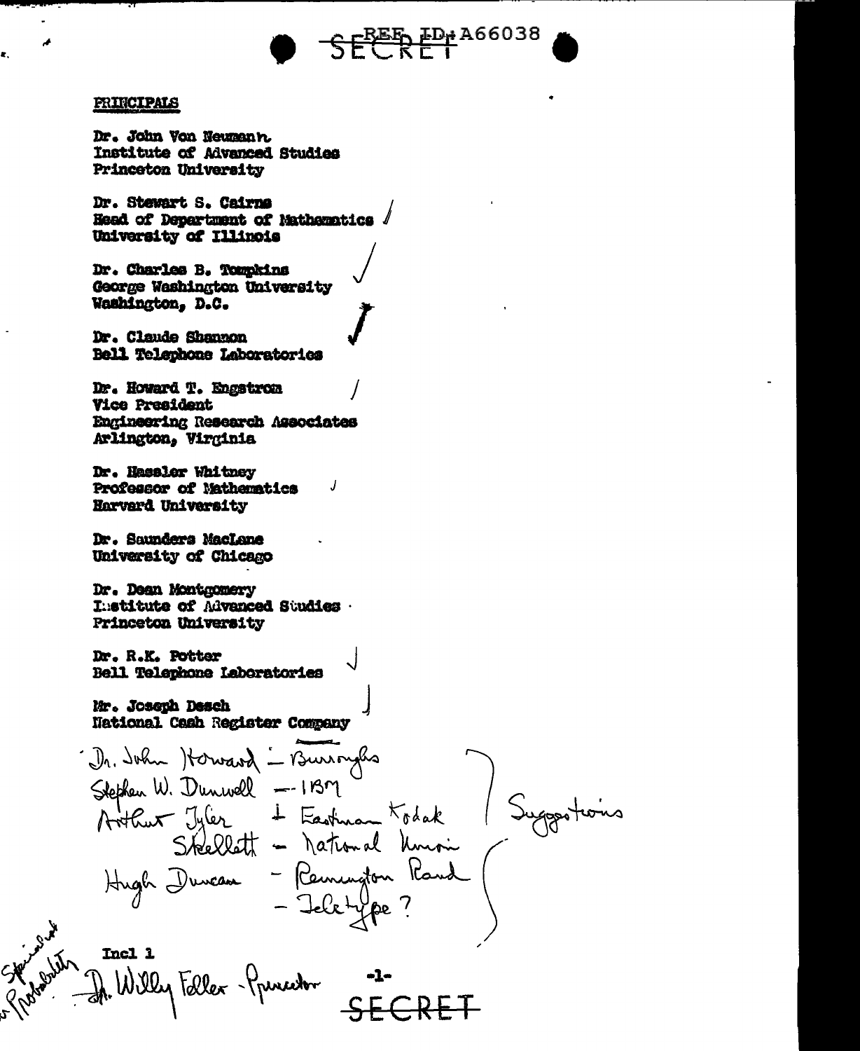REF ID:A66038

SECRET

**PRINCIPALS**

Dr. John Von Neumann
Institute of Advanced Studies
Princeton University

Dr. Stewart S. Cairns
Head of Department of Mathematics
University of Illinois

Dr. Charles B. Tompkins
George Washington University
Washington, D.C.

Dr. Claude Shannon
Bell Telephone Laboratories

Dr. Howard T. Engstrom
Vice President
Engineering Research Associates
Arlington, Virginia

Dr. Hassler Whitney
Professor of Mathematics
Harvard University

Dr. Saunders MacLane
University of Chicago

Dr. Dean Montgomery
Institute of Advanced Studies
Princeton University

Dr. R.K. Potter
Bell Telephone Laboratories

Mr. Joseph Desch
National Cash Register Company

Dr. John Howard – Burroughs
Stephen W. Dunwell – IBM
Arthur Tyler – Eastman Kodak
Skellett – National Union
Hugh Duncan – Remington Rand
– Teletype ?

Suggestions

Incl 1

Specialist in Probability – Dr. Willy Feller – Princeton

SECRET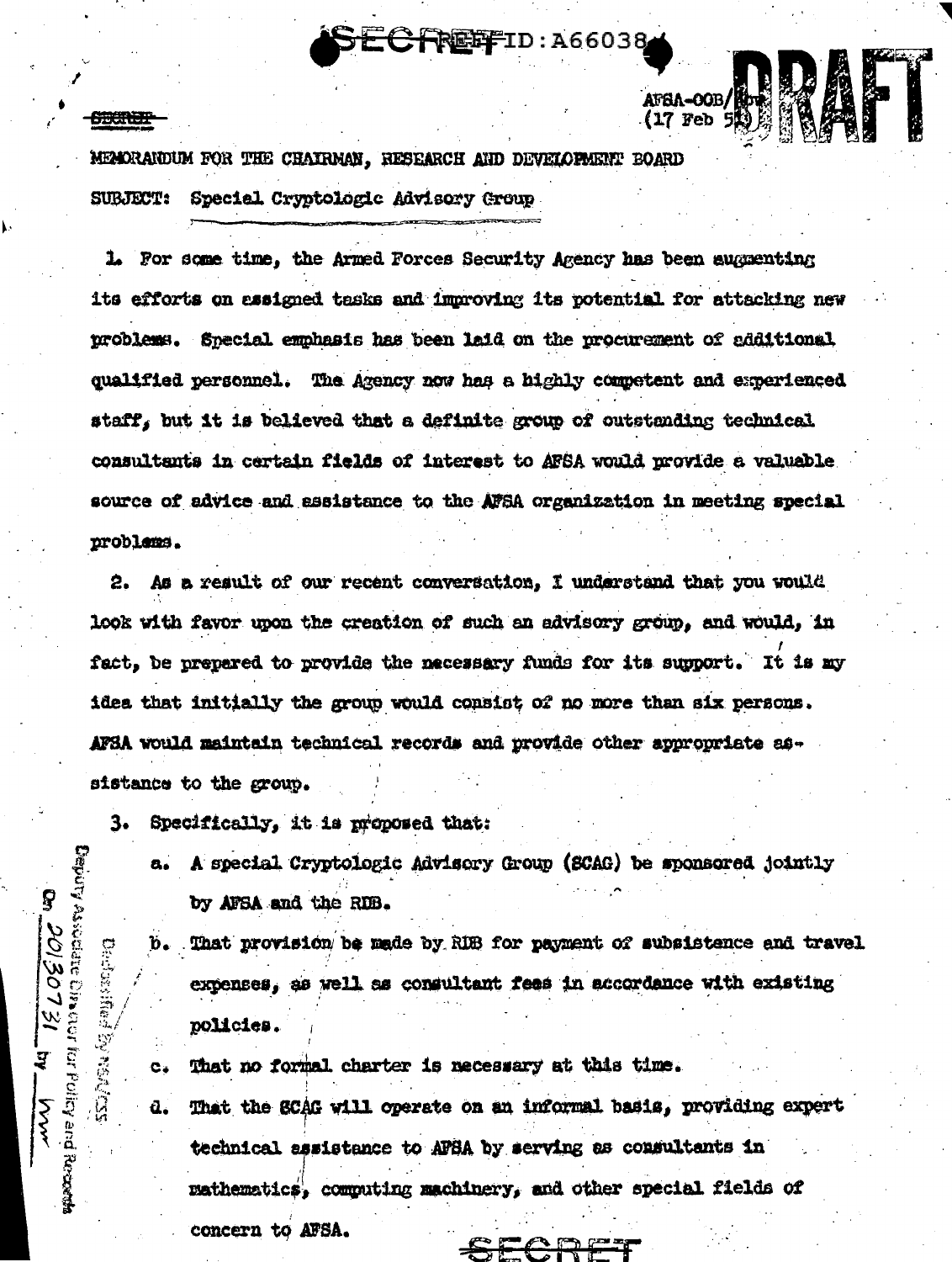SECRET REF ID:A66038

SECRET

AFSA-00B/
(17 Feb 51)

DRAFT

MEMORANDUM FOR THE CHAIRMAN, RESEARCH AND DEVELOPMENT BOARD

SUBJECT: Special Cryptologic Advisory Group

1. For some time, the Armed Forces Security Agency has been augmenting its efforts on assigned tasks and improving its potential for attacking new problems. Special emphasis has been laid on the procurement of additional qualified personnel. The Agency now has a highly competent and experienced staff, but it is believed that a definite group of outstanding technical consultants in certain fields of interest to AFSA would provide a valuable source of advice and assistance to the AFSA organization in meeting special problems.

2. As a result of our recent conversation, I understand that you would look with favor upon the creation of such an advisory group, and would, in fact, be prepared to provide the necessary funds for its support. It is my idea that initially the group would consist of no more than six persons. AFSA would maintain technical records and provide other appropriate assistance to the group.

3. Specifically, it is proposed that:

a. A special Cryptologic Advisory Group (SCAG) be sponsored jointly by AFSA and the RDB.

b. That provision be made by RDB for payment of subsistence and travel expenses, as well as consultant fees in accordance with existing policies.

c. That no formal charter is necessary at this time.

d. That the SCAG will operate on an informal basis, providing expert technical assistance to AFSA by serving as consultants in mathematics, computing machinery, and other special fields of concern to AFSA.

Declassified by NSA/CSS Deputy Associate Director for Policy and Records On 20130731 by MW

SECRET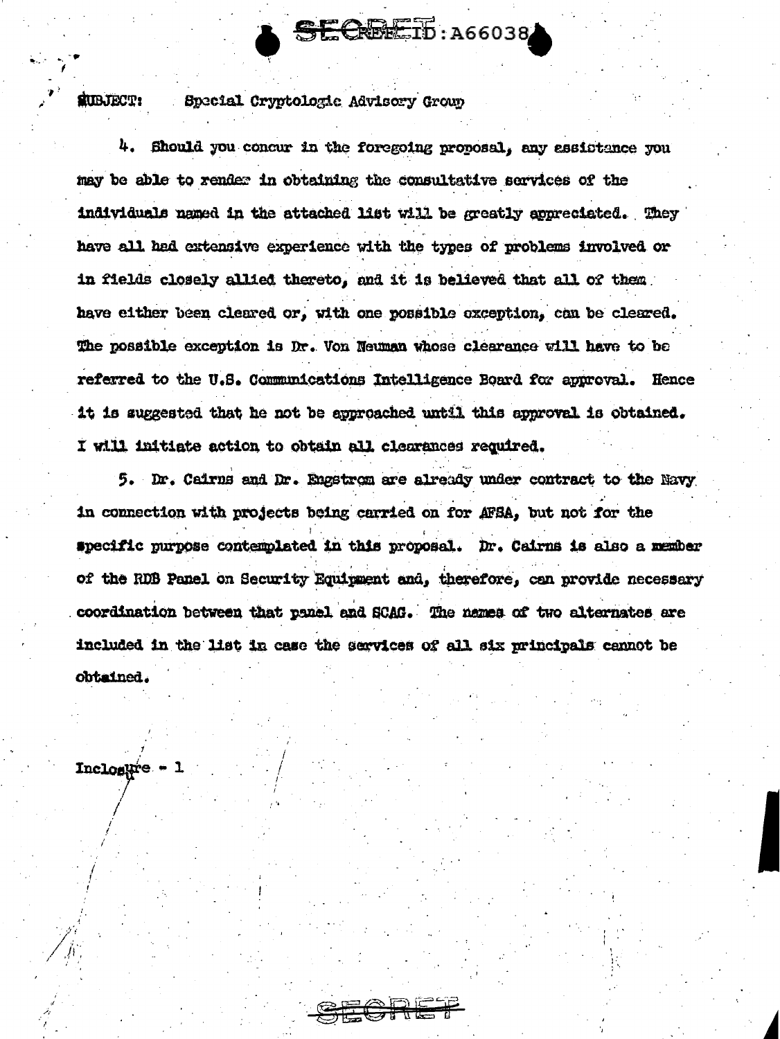SECRET REF ID:A66038

SUBJECT: Special Cryptologic Advisory Group

4. Should you concur in the foregoing proposal, any assistance you may be able to render in obtaining the consultative services of the individuals named in the attached list will be greatly appreciated. They have all had extensive experience with the types of problems involved or in fields closely allied thereto, and it is believed that all of them have either been cleared or, with one possible exception, can be cleared. The possible exception is Dr. Von Neuman whose clearance will have to be referred to the U.S. Communications Intelligence Board for approval. Hence it is suggested that he not be approached until this approval is obtained. I will initiate action to obtain all clearances required.

5. Dr. Cairns and Dr. Engstrom are already under contract to the Navy in connection with projects being carried on for AFSA, but not for the specific purpose contemplated in this proposal. Dr. Cairns is also a member of the RDB Panel on Security Equipment and, therefore, can provide necessary coordination between that panel and SCAG. The names of two alternates are included in the list in case the services of all six principals cannot be obtained.

Inclosure - 1

SECRET